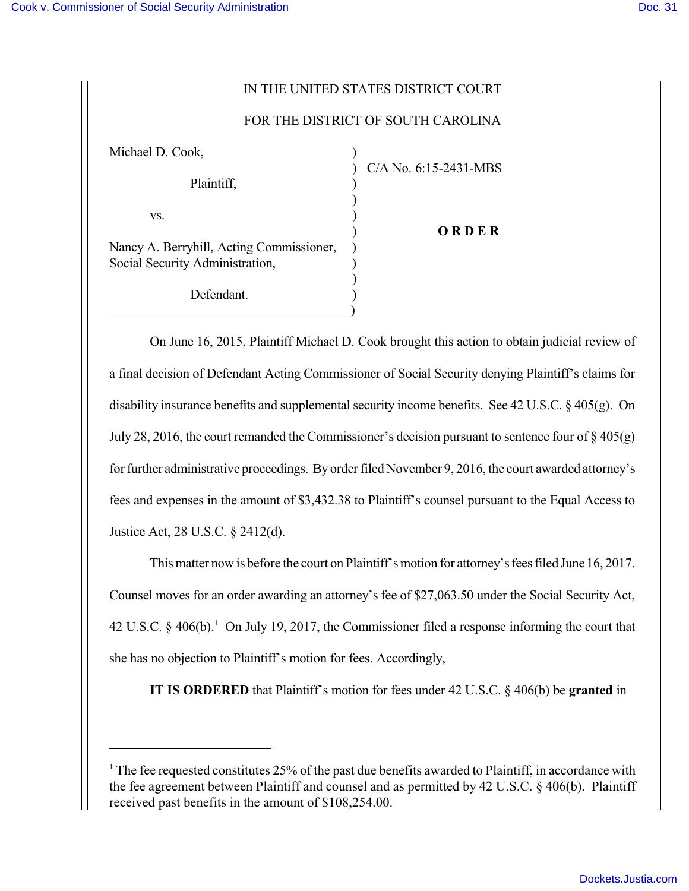IN THE UNITED STATES DISTRICT COURT

FOR THE DISTRICT OF SOUTH CAROLINA

| | | |
|---|---|---|
| Michael D. Cook, | ) | C/A No. 6:15-2431-MBS |
| Plaintiff, | ) | |
| vs. | ) | **O R D E R** |
| Nancy A. Berryhill, Acting Commissioner, Social Security Administration, | ) | |
| Defendant. | ) | |

On June 16, 2015, Plaintiff Michael D. Cook brought this action to obtain judicial review of a final decision of Defendant Acting Commissioner of Social Security denying Plaintiff's claims for disability insurance benefits and supplemental security income benefits. See 42 U.S.C. § 405(g). On July 28, 2016, the court remanded the Commissioner's decision pursuant to sentence four of § 405(g) for further administrative proceedings. By order filed November 9, 2016, the court awarded attorney's fees and expenses in the amount of $3,432.38 to Plaintiff's counsel pursuant to the Equal Access to Justice Act, 28 U.S.C. § 2412(d).

This matter now is before the court on Plaintiff's motion for attorney's fees filed June 16, 2017. Counsel moves for an order awarding an attorney's fee of $27,063.50 under the Social Security Act, 42 U.S.C. § 406(b).[1] On July 19, 2017, the Commissioner filed a response informing the court that she has no objection to Plaintiff's motion for fees. Accordingly,

**IT IS ORDERED** that Plaintiff's motion for fees under 42 U.S.C. § 406(b) be **granted** in

---

[1] The fee requested constitutes 25% of the past due benefits awarded to Plaintiff, in accordance with the fee agreement between Plaintiff and counsel and as permitted by 42 U.S.C. § 406(b). Plaintiff received past benefits in the amount of $108,254.00.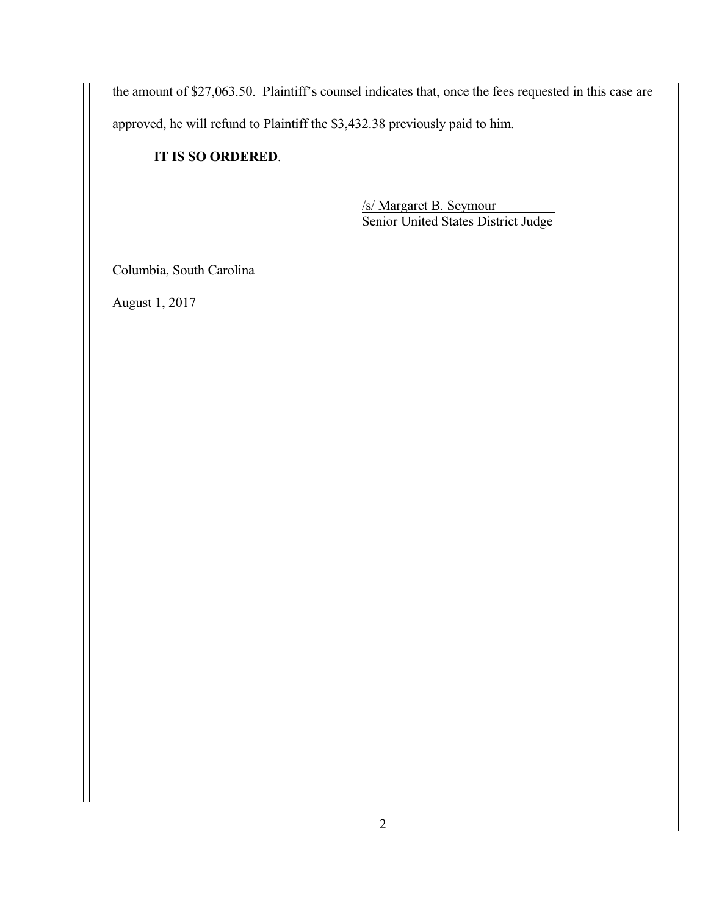the amount of $27,063.50. Plaintiff's counsel indicates that, once the fees requested in this case are approved, he will refund to Plaintiff the $3,432.38 previously paid to him.

**IT IS SO ORDERED**.

/s/ Margaret B. Seymour
Senior United States District Judge

Columbia, South Carolina

August 1, 2017